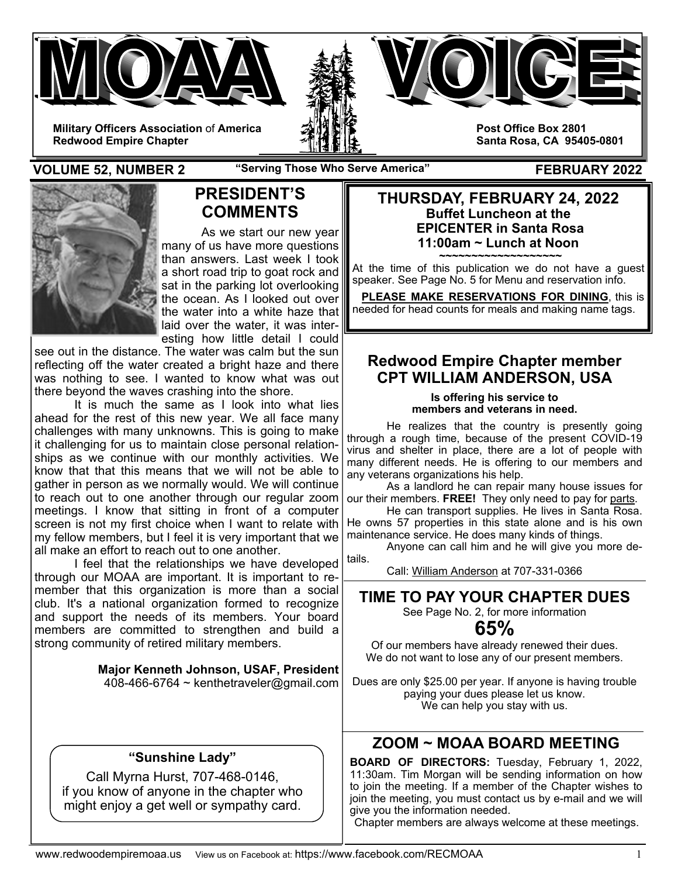# MOAA VOICE

**Military Officers Association** of **America**
**Redwood Empire Chapter**

**Post Office Box 2801**
**Santa Rosa, CA 95405-0801**

**VOLUME 52, NUMBER 2** — **"Serving Those Who Serve America"** — **FEBRUARY 2022**

## PRESIDENT'S COMMENTS

As we start our new year many of us have more questions than answers. Last week I took a short road trip to goat rock and sat in the parking lot overlooking the ocean. As I looked out over the water into a white haze that laid over the water, it was interesting how little detail I could see out in the distance. The water was calm but the sun reflecting off the water created a bright haze and there was nothing to see. I wanted to know what was out there beyond the waves crashing into the shore.

It is much the same as I look into what lies ahead for the rest of this new year. We all face many challenges with many unknowns. This is going to make it challenging for us to maintain close personal relationships as we continue with our monthly activities. We know that that this means that we will not be able to gather in person as we normally would. We will continue to reach out to one another through our regular zoom meetings. I know that sitting in front of a computer screen is not my first choice when I want to relate with my fellow members, but I feel it is very important that we all make an effort to reach out to one another.

I feel that the relationships we have developed through our MOAA are important. It is important to remember that this organization is more than a social club. It's a national organization formed to recognize and support the needs of its members. Your board members are committed to strengthen and build a strong community of retired military members.

**Major Kenneth Johnson, USAF, President**
408-466-6764 ~ kenthetraveler@gmail.com

### "Sunshine Lady"

Call Myrna Hurst, 707-468-0146, if you know of anyone in the chapter who might enjoy a get well or sympathy card.

## THURSDAY, FEBRUARY 24, 2022

**Buffet Luncheon at the EPICENTER in Santa Rosa**
**11:00am ~ Lunch at Noon**

~~~~~~~~~~~~~~~~~~~~

At the time of this publication we do not have a guest speaker. See Page No. 5 for Menu and reservation info.

**PLEASE MAKE RESERVATIONS FOR DINING**, this is needed for head counts for meals and making name tags.

## Redwood Empire Chapter member CPT WILLIAM ANDERSON, USA

**Is offering his service to members and veterans in need.**

He realizes that the country is presently going through a rough time, because of the present COVID-19 virus and shelter in place, there are a lot of people with many different needs. He is offering to our members and any veterans organizations his help.

As a landlord he can repair many house issues for our their members. **FREE!** They only need to pay for parts.

He can transport supplies. He lives in Santa Rosa. He owns 57 properties in this state alone and is his own maintenance service. He does many kinds of things.

Anyone can call him and he will give you more details.

Call: William Anderson at 707-331-0366

## TIME TO PAY YOUR CHAPTER DUES

See Page No. 2, for more information

**65%**

Of our members have already renewed their dues. We do not want to lose any of our present members.

Dues are only $25.00 per year. If anyone is having trouble paying your dues please let us know. We can help you stay with us.

## ZOOM ~ MOAA BOARD MEETING

**BOARD OF DIRECTORS:** Tuesday, February 1, 2022, 11:30am. Tim Morgan will be sending information on how to join the meeting. If a member of the Chapter wishes to join the meeting, you must contact us by e-mail and we will give you the information needed.

Chapter members are always welcome at these meetings.

www.redwoodempiremoaa.us View us on Facebook at: https://www.facebook.com/RECMOAA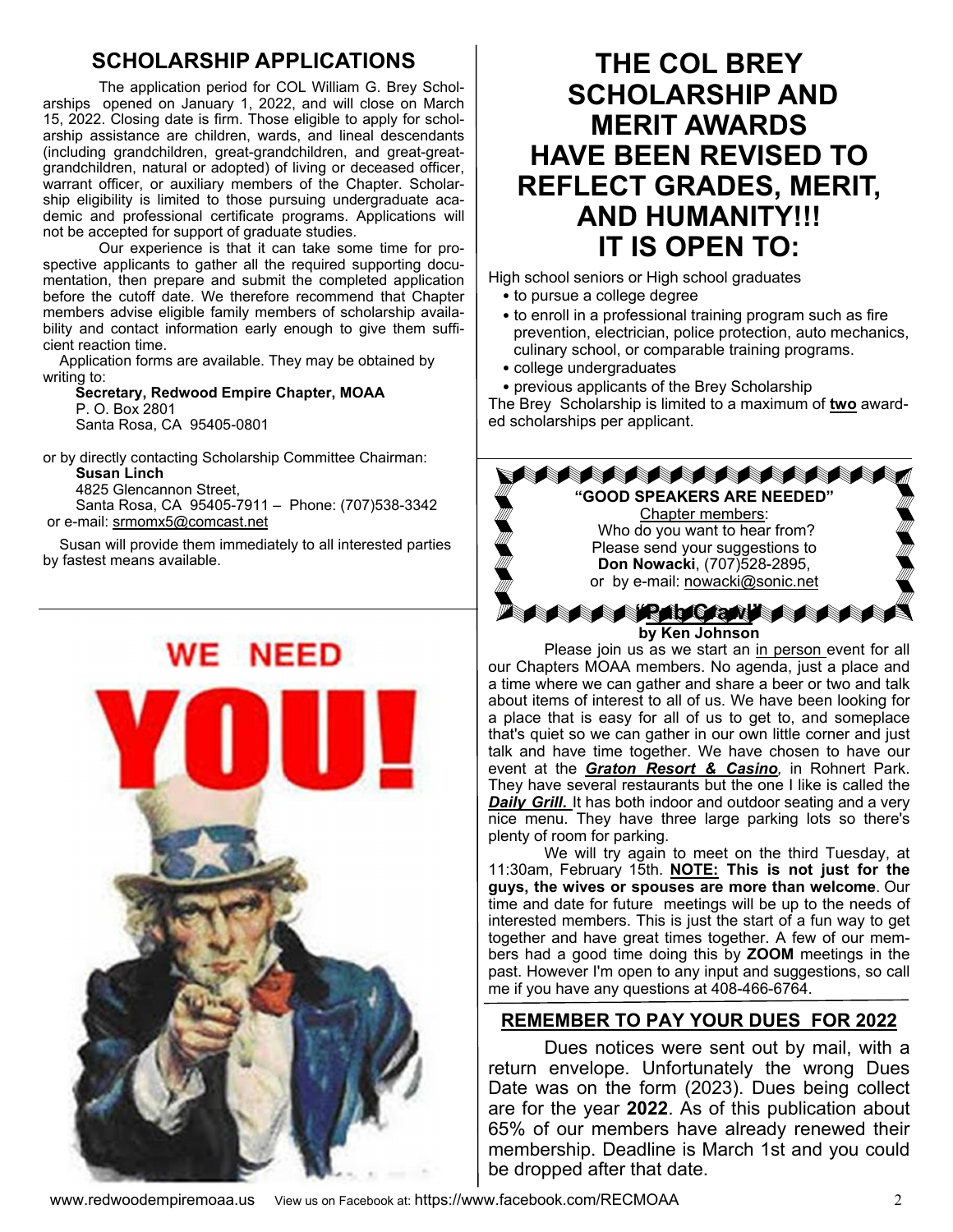## SCHOLARSHIP APPLICATIONS

The application period for COL William G. Brey Scholarships opened on January 1, 2022, and will close on March 15, 2022. Closing date is firm. Those eligible to apply for scholarship assistance are children, wards, and lineal descendants (including grandchildren, great-grandchildren, and great-great-grandchildren, natural or adopted) of living or deceased officer, warrant officer, or auxiliary members of the Chapter. Scholarship eligibility is limited to those pursuing undergraduate academic and professional certificate programs. Applications will not be accepted for support of graduate studies.

Our experience is that it can take some time for prospective applicants to gather all the required supporting documentation, then prepare and submit the completed application before the cutoff date. We therefore recommend that Chapter members advise eligible family members of scholarship availability and contact information early enough to give them sufficient reaction time.

Application forms are available. They may be obtained by writing to:

**Secretary, Redwood Empire Chapter, MOAA**
P. O. Box 2801
Santa Rosa, CA 95405-0801

or by directly contacting Scholarship Committee Chairman:

**Susan Linch**
4825 Glencannon Street,
Santa Rosa, CA 95405-7911 – Phone: (707)538-3342
or e-mail: srmomx5@comcast.net

Susan will provide them immediately to all interested parties by fastest means available.

WE NEED YOU!

# THE COL BREY SCHOLARSHIP AND MERIT AWARDS HAVE BEEN REVISED TO REFLECT GRADES, MERIT, AND HUMANITY!!! IT IS OPEN TO:

High school seniors or High school graduates

- to pursue a college degree
- to enroll in a professional training program such as fire prevention, electrician, police protection, auto mechanics, culinary school, or comparable training programs.
- college undergraduates
- previous applicants of the Brey Scholarship

The Brey Scholarship is limited to a maximum of **two** awarded scholarships per applicant.

**"GOOD SPEAKERS ARE NEEDED"**

Chapter members:
Who do you want to hear from?
Please send your suggestions to
**Don Nowacki**, (707)528-2895,
or by e-mail: nowacki@sonic.net

## "Pub Crawl"

**by Ken Johnson**

Please join us as we start an in person event for all our Chapters MOAA members. No agenda, just a place and a time where we can gather and share a beer or two and talk about items of interest to all of us. We have been looking for a place that is easy for all of us to get to, and someplace that's quiet so we can gather in our own little corner and just talk and have time together. We have chosen to have our event at the ***Graton Resort & Casino***, in Rohnert Park. They have several restaurants but the one I like is called the ***Daily Grill.*** It has both indoor and outdoor seating and a very nice menu. They have three large parking lots so there's plenty of room for parking.

We will try again to meet on the third Tuesday, at 11:30am, February 15th. **NOTE: This is not just for the guys, the wives or spouses are more than welcome**. Our time and date for future meetings will be up to the needs of interested members. This is just the start of a fun way to get together and have great times together. A few of our members had a good time doing this by **ZOOM** meetings in the past. However I'm open to any input and suggestions, so call me if you have any questions at 408-466-6764.

## REMEMBER TO PAY YOUR DUES FOR 2022

Dues notices were sent out by mail, with a return envelope. Unfortunately the wrong Dues Date was on the form (2023). Dues being collect are for the year **2022**. As of this publication about 65% of our members have already renewed their membership. Deadline is March 1st and you could be dropped after that date.

www.redwoodempiremoaa.us View us on Facebook at: https://www.facebook.com/RECMOAA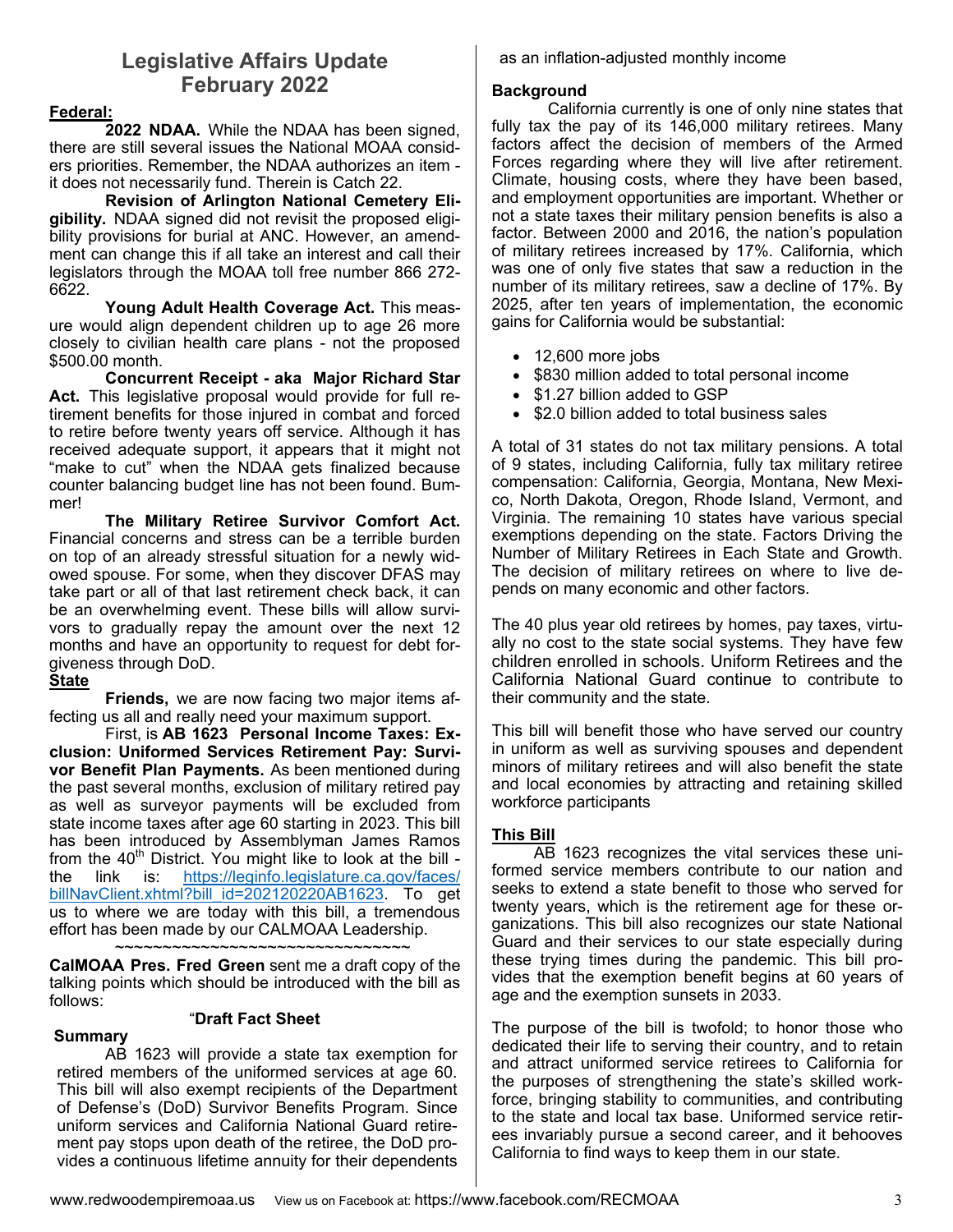# Legislative Affairs Update
## February 2022

**Federal:**

**2022 NDAA.** While the NDAA has been signed, there are still several issues the National MOAA considers priorities. Remember, the NDAA authorizes an item - it does not necessarily fund. Therein is Catch 22.

**Revision of Arlington National Cemetery Eligibility.** NDAA signed did not revisit the proposed eligibility provisions for burial at ANC. However, an amendment can change this if all take an interest and call their legislators through the MOAA toll free number 866 272-6622.

**Young Adult Health Coverage Act.** This measure would align dependent children up to age 26 more closely to civilian health care plans - not the proposed $500.00 month.

**Concurrent Receipt - aka Major Richard Star Act.** This legislative proposal would provide for full retirement benefits for those injured in combat and forced to retire before twenty years off service. Although it has received adequate support, it appears that it might not "make to cut" when the NDAA gets finalized because counter balancing budget line has not been found. Bummer!

**The Military Retiree Survivor Comfort Act.** Financial concerns and stress can be a terrible burden on top of an already stressful situation for a newly widowed spouse. For some, when they discover DFAS may take part or all of that last retirement check back, it can be an overwhelming event. These bills will allow survivors to gradually repay the amount over the next 12 months and have an opportunity to request for debt forgiveness through DoD.

**State**

**Friends,** we are now facing two major items affecting us all and really need your maximum support.

First, is **AB 1623 Personal Income Taxes: Exclusion: Uniformed Services Retirement Pay: Survivor Benefit Plan Payments.** As been mentioned during the past several months, exclusion of military retired pay as well as surveyor payments will be excluded from state income taxes after age 60 starting in 2023. This bill has been introduced by Assemblyman James Ramos from the 40th District. You might like to look at the bill - the link is: https://leginfo.legislature.ca.gov/faces/billNavClient.xhtml?bill_id=202120220AB1623. To get us to where we are today with this bill, a tremendous effort has been made by our CALMOAA Leadership.

~~~~~~~~~~~~~~~~~~~~~~~~~~~~~~~~

**CalMOAA Pres. Fred Green** sent me a draft copy of the talking points which should be introduced with the bill as follows:

"**Draft Fact Sheet**

**Summary**

AB 1623 will provide a state tax exemption for retired members of the uniformed services at age 60. This bill will also exempt recipients of the Department of Defense's (DoD) Survivor Benefits Program. Since uniform services and California National Guard retirement pay stops upon death of the retiree, the DoD provides a continuous lifetime annuity for their dependents as an inflation-adjusted monthly income

**Background**

California currently is one of only nine states that fully tax the pay of its 146,000 military retirees. Many factors affect the decision of members of the Armed Forces regarding where they will live after retirement. Climate, housing costs, where they have been based, and employment opportunities are important. Whether or not a state taxes their military pension benefits is also a factor. Between 2000 and 2016, the nation's population of military retirees increased by 17%. California, which was one of only five states that saw a reduction in the number of its military retirees, saw a decline of 17%. By 2025, after ten years of implementation, the economic gains for California would be substantial:

- 12,600 more jobs
- $830 million added to total personal income
- $1.27 billion added to GSP
- $2.0 billion added to total business sales

A total of 31 states do not tax military pensions. A total of 9 states, including California, fully tax military retiree compensation: California, Georgia, Montana, New Mexico, North Dakota, Oregon, Rhode Island, Vermont, and Virginia. The remaining 10 states have various special exemptions depending on the state. Factors Driving the Number of Military Retirees in Each State and Growth. The decision of military retirees on where to live depends on many economic and other factors.

The 40 plus year old retirees by homes, pay taxes, virtually no cost to the state social systems. They have few children enrolled in schools. Uniform Retirees and the California National Guard continue to contribute to their community and the state.

This bill will benefit those who have served our country in uniform as well as surviving spouses and dependent minors of military retirees and will also benefit the state and local economies by attracting and retaining skilled workforce participants

**This Bill**

AB 1623 recognizes the vital services these uniformed service members contribute to our nation and seeks to extend a state benefit to those who served for twenty years, which is the retirement age for these organizations. This bill also recognizes our state National Guard and their services to our state especially during these trying times during the pandemic. This bill provides that the exemption benefit begins at 60 years of age and the exemption sunsets in 2033.

The purpose of the bill is twofold; to honor those who dedicated their life to serving their country, and to retain and attract uniformed service retirees to California for the purposes of strengthening the state's skilled workforce, bringing stability to communities, and contributing to the state and local tax base. Uniformed service retirees invariably pursue a second career, and it behooves California to find ways to keep them in our state.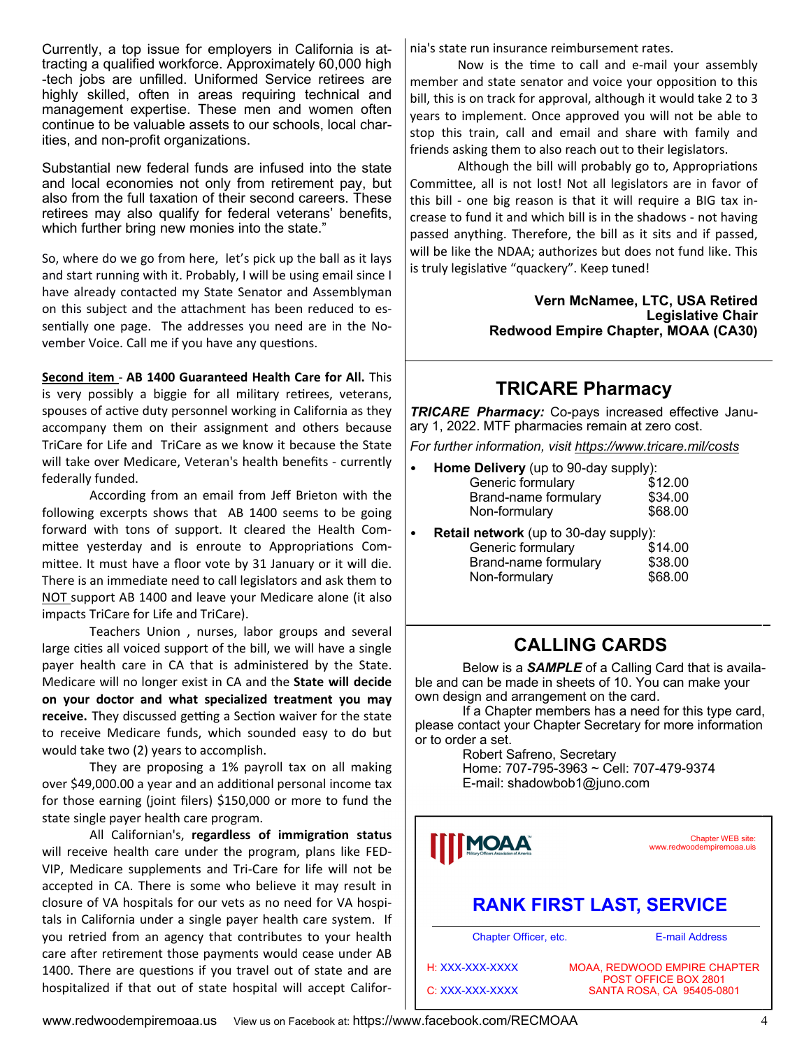Currently, a top issue for employers in California is attracting a qualified workforce. Approximately 60,000 high-tech jobs are unfilled. Uniformed Service retirees are highly skilled, often in areas requiring technical and management expertise. These men and women often continue to be valuable assets to our schools, local charities, and non-profit organizations.

Substantial new federal funds are infused into the state and local economies not only from retirement pay, but also from the full taxation of their second careers. These retirees may also qualify for federal veterans' benefits, which further bring new monies into the state."

So, where do we go from here, let's pick up the ball as it lays and start running with it. Probably, I will be using email since I have already contacted my State Senator and Assemblyman on this subject and the attachment has been reduced to essentially one page. The addresses you need are in the November Voice. Call me if you have any questions.

**Second item** - **AB 1400 Guaranteed Health Care for All.** This is very possibly a biggie for all military retirees, veterans, spouses of active duty personnel working in California as they accompany them on their assignment and others because TriCare for Life and TriCare as we know it because the State will take over Medicare, Veteran's health benefits - currently federally funded.

According from an email from Jeff Brieton with the following excerpts shows that AB 1400 seems to be going forward with tons of support. It cleared the Health Committee yesterday and is enroute to Appropriations Committee. It must have a floor vote by 31 January or it will die. There is an immediate need to call legislators and ask them to NOT support AB 1400 and leave your Medicare alone (it also impacts TriCare for Life and TriCare).

Teachers Union , nurses, labor groups and several large cities all voiced support of the bill, we will have a single payer health care in CA that is administered by the State. Medicare will no longer exist in CA and the **State will decide on your doctor and what specialized treatment you may receive.** They discussed getting a Section waiver for the state to receive Medicare funds, which sounded easy to do but would take two (2) years to accomplish.

They are proposing a 1% payroll tax on all making over $49,000.00 a year and an additional personal income tax for those earning (joint filers) $150,000 or more to fund the state single payer health care program.

All Californian's, **regardless of immigration status** will receive health care under the program, plans like FEDVIP, Medicare supplements and Tri-Care for life will not be accepted in CA. There is some who believe it may result in closure of VA hospitals for our vets as no need for VA hospitals in California under a single payer health care system. If you retried from an agency that contributes to your health care after retirement those payments would cease under AB 1400. There are questions if you travel out of state and are hospitalized if that out of state hospital will accept California's state run insurance reimbursement rates.

Now is the time to call and e-mail your assembly member and state senator and voice your opposition to this bill, this is on track for approval, although it would take 2 to 3 years to implement. Once approved you will not be able to stop this train, call and email and share with family and friends asking them to also reach out to their legislators.

Although the bill will probably go to, Appropriations Committee, all is not lost! Not all legislators are in favor of this bill - one big reason is that it will require a BIG tax increase to fund it and which bill is in the shadows - not having passed anything. Therefore, the bill as it sits and if passed, will be like the NDAA; authorizes but does not fund like. This is truly legislative "quackery". Keep tuned!

**Vern McNamee, LTC, USA Retired**
**Legislative Chair**
**Redwood Empire Chapter, MOAA (CA30)**

## TRICARE Pharmacy

***TRICARE Pharmacy:*** Co-pays increased effective January 1, 2022. MTF pharmacies remain at zero cost.

*For further information, visit https://www.tricare.mil/costs*

- **Home Delivery** (up to 90-day supply):

| | |
|---|---|
| Generic formulary | $12.00 |
| Brand-name formulary | $34.00 |
| Non-formulary | $68.00 |

- **Retail network** (up to 30-day supply):

| | |
|---|---|
| Generic formulary | $14.00 |
| Brand-name formulary | $38.00 |
| Non-formulary | $68.00 |

## CALLING CARDS

Below is a ***SAMPLE*** of a Calling Card that is available and can be made in sheets of 10. You can make your own design and arrangement on the card.

If a Chapter members has a need for this type card, please contact your Chapter Secretary for more information or to order a set.

Robert Safreno, Secretary
Home: 707-795-3963 ~ Cell: 707-479-9374
E-mail: shadowbob1@juno.com

MOAA Military Officers Association of America

Chapter WEB site:
www.redwoodempiremoaa.uis

**RANK FIRST LAST, SERVICE**

Chapter Officer, etc. E-mail Address

H: XXX-XXX-XXXX
C: XXX-XXX-XXXX

MOAA, REDWOOD EMPIRE CHAPTER
POST OFFICE BOX 2801
SANTA ROSA, CA 95405-0801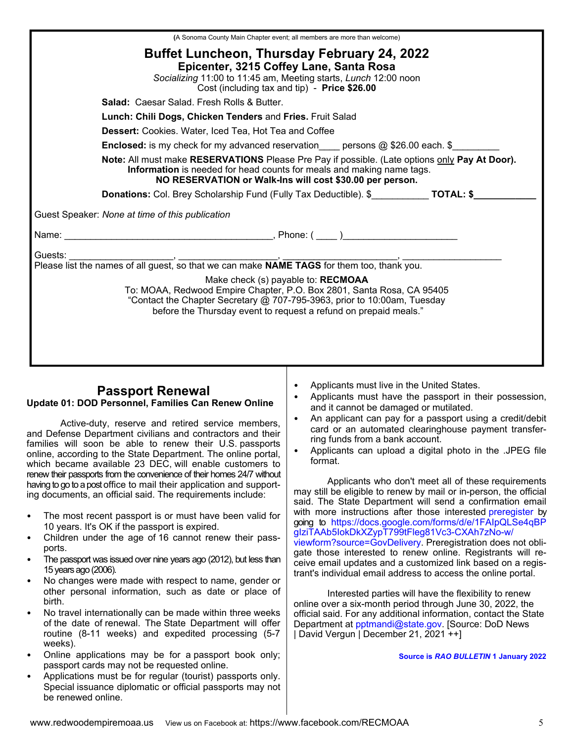(A Sonoma County Main Chapter event; all members are more than welcome)

## Buffet Luncheon, Thursday February 24, 2022

### Epicenter, 3215 Coffey Lane, Santa Rosa

*Socializing* 11:00 to 11:45 am, Meeting starts, *Lunch* 12:00 noon
Cost (including tax and tip) - **Price $26.00**

**Salad:** Caesar Salad. Fresh Rolls & Butter.

**Lunch: Chili Dogs, Chicken Tenders** and **Fries.** Fruit Salad

**Dessert:** Cookies. Water, Iced Tea, Hot Tea and Coffee

**Enclosed:** is my check for my advanced reservation____ persons @ $26.00 each. $_________

**Note:** All must make **RESERVATIONS** Please Pre Pay if possible. (Late options only **Pay At Door). Information** is needed for head counts for meals and making name tags.
**NO RESERVATION or Walk-Ins will cost $30.00 per person.**

**Donations:** Col. Brey Scholarship Fund (Fully Tax Deductible). $___________ **TOTAL: $____________**

Guest Speaker: *None at time of this publication*

Name: ________________________________________, Phone: ( ____ )______________________

Guests: ____________________, ___________________, ______________________, ___________________
Please list the names of all guest, so that we can make **NAME TAGS** for them too, thank you.

Make check (s) payable to: **RECMOAA**
To: MOAA, Redwood Empire Chapter, P.O. Box 2801, Santa Rosa, CA 95405
"Contact the Chapter Secretary @ 707-795-3963, prior to 10:00am, Tuesday before the Thursday event to request a refund on prepaid meals."

## Passport Renewal

**Update 01: DOD Personnel, Families Can Renew Online**

Active-duty, reserve and retired service members, and Defense Department civilians and contractors and their families will soon be able to renew their U.S. passports online, according to the State Department. The online portal, which became available 23 DEC, will enable customers to renew their passports from the convenience of their homes 24/7 without having to go to a post office to mail their application and supporting documents, an official said. The requirements include:

- The most recent passport is or must have been valid for 10 years. It's OK if the passport is expired.
- Children under the age of 16 cannot renew their passports.
- The passport was issued over nine years ago (2012), but less than 15 years ago (2006).
- No changes were made with respect to name, gender or other personal information, such as date or place of birth.
- No travel internationally can be made within three weeks of the date of renewal. The State Department will offer routine (8-11 weeks) and expedited processing (5-7 weeks).
- Online applications may be for a passport book only; passport cards may not be requested online.
- Applications must be for regular (tourist) passports only. Special issuance diplomatic or official passports may not be renewed online.
- Applicants must live in the United States.
- Applicants must have the passport in their possession, and it cannot be damaged or mutilated.
- An applicant can pay for a passport using a credit/debit card or an automated clearinghouse payment transferring funds from a bank account.
- Applicants can upload a digital photo in the .JPEG file format.

Applicants who don't meet all of these requirements may still be eligible to renew by mail or in-person, the official said. The State Department will send a confirmation email with more instructions after those interested preregister by going to https://docs.google.com/forms/d/e/1FAIpQLSe4qBPglziTAAb5lokDkXZypT799tFleg81Vc3-CXAh7zNo-w/viewform?source=GovDelivery. Preregistration does not obligate those interested to renew online. Registrants will receive email updates and a customized link based on a registrant's individual email address to access the online portal.

Interested parties will have the flexibility to renew online over a six-month period through June 30, 2022, the official said. For any additional information, contact the State Department at pptmandi@state.gov. [Source: DoD News | David Vergun | December 21, 2021 ++]

**Source is *RAO BULLETIN* 1 January 2022**

www.redwoodempiremoaa.us View us on Facebook at: https://www.facebook.com/RECMOAA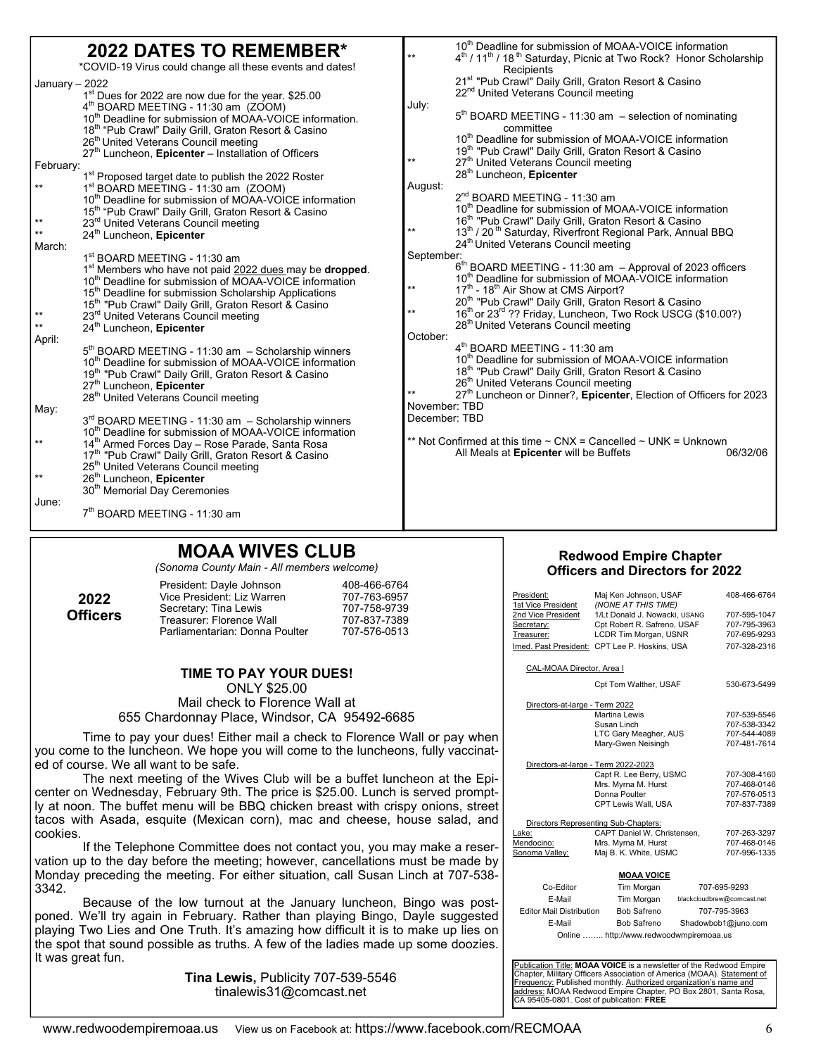# 2022 DATES TO REMEMBER*

*COVID-19 Virus could change all these events and dates!

January – 2022

- 1st Dues for 2022 are now due for the year. $25.00
- 4th BOARD MEETING - 11:30 am (ZOOM)
- 10th Deadline for submission of MOAA-VOICE information.
- 18th "Pub Crawl" Daily Grill, Graton Resort & Casino
- 26th United Veterans Council meeting
- 27th Luncheon, **Epicenter** – Installation of Officers

February:

- 1st Proposed target date to publish the 2022 Roster
- ** 1st BOARD MEETING - 11:30 am (ZOOM)
- 10th Deadline for submission of MOAA-VOICE information
- 15th "Pub Crawl" Daily Grill, Graton Resort & Casino
- ** 23rd United Veterans Council meeting
- ** 24th Luncheon, **Epicenter**

March:

- 1st BOARD MEETING - 11:30 am
- 1st Members who have not paid 2022 dues may be **dropped**.
- 10th Deadline for submission of MOAA-VOICE information
- 15th Deadline for submission Scholarship Applications
- 15th "Pub Crawl" Daily Grill, Graton Resort & Casino
- ** 23rd United Veterans Council meeting
- ** 24th Luncheon, **Epicenter**

April:

- 5th BOARD MEETING - 11:30 am – Scholarship winners
- 10th Deadline for submission of MOAA-VOICE information
- 19th "Pub Crawl" Daily Grill, Graton Resort & Casino
- 27th Luncheon, **Epicenter**
- 28th United Veterans Council meeting

May:

- 3rd BOARD MEETING - 11:30 am – Scholarship winners
- 10th Deadline for submission of MOAA-VOICE information
- ** 14th Armed Forces Day – Rose Parade, Santa Rosa
- 17th "Pub Crawl" Daily Grill, Graton Resort & Casino
- 25th United Veterans Council meeting
- ** 26th Luncheon, **Epicenter**
- 30th Memorial Day Ceremonies

June:

- 7th BOARD MEETING - 11:30 am
- 10th Deadline for submission of MOAA-VOICE information
- ** 4th / 11th / 18th Saturday, Picnic at Two Rock? Honor Scholarship Recipients
- 21st "Pub Crawl" Daily Grill, Graton Resort & Casino
- 22nd United Veterans Council meeting

July:

- 5th BOARD MEETING - 11:30 am – selection of nominating committee
- 10th Deadline for submission of MOAA-VOICE information
- 19th "Pub Crawl" Daily Grill, Graton Resort & Casino
- ** 27th United Veterans Council meeting
- 28th Luncheon, **Epicenter**

August:

- 2nd BOARD MEETING - 11:30 am
- 10th Deadline for submission of MOAA-VOICE information
- 16th "Pub Crawl" Daily Grill, Graton Resort & Casino
- ** 13th / 20th Saturday, Riverfront Regional Park, Annual BBQ
- 24th United Veterans Council meeting

September:

- 6th BOARD MEETING - 11:30 am – Approval of 2023 officers
- 10th Deadline for submission of MOAA-VOICE information
- ** 17th - 18th Air Show at CMS Airport?
- 20th "Pub Crawl" Daily Grill, Graton Resort & Casino
- ** 16th or 23rd ?? Friday, Luncheon, Two Rock USCG ($10.00?)
- 28th United Veterans Council meeting

October:

- 4th BOARD MEETING - 11:30 am
- 10th Deadline for submission of MOAA-VOICE information
- 18th "Pub Crawl" Daily Grill, Graton Resort & Casino
- 26th United Veterans Council meeting
- ** 27th Luncheon or Dinner?, **Epicenter**, Election of Officers for 2023

November: TBD

December: TBD

** Not Confirmed at this time ~ CNX = Cancelled ~ UNK = Unknown
All Meals at **Epicenter** will be Buffets 06/32/06

# MOAA WIVES CLUB

*(Sonoma County Main - All members welcome)*

**2022 Officers**

| | |
|---|---|
| President: Dayle Johnson | 408-466-6764 |
| Vice President: Liz Warren | 707-763-6957 |
| Secretary: Tina Lewis | 707-758-9739 |
| Treasurer: Florence Wall | 707-837-7389 |
| Parliamentarian: Donna Poulter | 707-576-0513 |

**TIME TO PAY YOUR DUES!**
ONLY $25.00
Mail check to Florence Wall at
655 Chardonnay Place, Windsor, CA 95492-6685

Time to pay your dues! Either mail a check to Florence Wall or pay when you come to the luncheon. We hope you will come to the luncheons, fully vaccinated of course. We all want to be safe.

The next meeting of the Wives Club will be a buffet luncheon at the Epicenter on Wednesday, February 9th. The price is $25.00. Lunch is served promptly at noon. The buffet menu will be BBQ chicken breast with crispy onions, street tacos with Asada, esquite (Mexican corn), mac and cheese, house salad, and cookies.

If the Telephone Committee does not contact you, you may make a reservation up to the day before the meeting; however, cancellations must be made by Monday preceding the meeting. For either situation, call Susan Linch at 707-538-3342.

Because of the low turnout at the January luncheon, Bingo was postponed. We'll try again in February. Rather than playing Bingo, Dayle suggested playing Two Lies and One Truth. It's amazing how difficult it is to make up lies on the spot that sound possible as truths. A few of the ladies made up some doozies. It was great fun.

**Tina Lewis,** Publicity 707-539-5546
tinalewis31@comcast.net

## Redwood Empire Chapter Officers and Directors for 2022

| | | |
|---|---|---|
| President: | Maj Ken Johnson, USAF | 408-466-6764 |
| 1st Vice President | *(NONE AT THIS TIME)* | |
| 2nd Vice President | 1/Lt Donald J. Nowacki, USANG | 707-595-1047 |
| Secretary: | Cpt Robert R. Safreno, USAF | 707-795-3963 |
| Treasurer: | LCDR Tim Morgan, USNR | 707-695-9293 |
| Imed. Past President: | CPT Lee P. Hoskins, USA | 707-328-2316 |
| CAL-MOAA Director, Area I | | |
| | Cpt Tom Walther, USAF | 530-673-5499 |
| Directors-at-large - Term 2022 | | |
| | Martina Lewis | 707-539-5546 |
| | Susan Linch | 707-538-3342 |
| | LTC Gary Meagher, AUS | 707-544-4089 |
| | Mary-Gwen Neisingh | 707-481-7614 |
| Directors-at-large - Term 2022-2023 | | |
| | Capt R. Lee Berry, USMC | 707-308-4160 |
| | Mrs. Myrna M. Hurst | 707-468-0146 |
| | Donna Poulter | 707-576-0513 |
| | CPT Lewis Wall, USA | 707-837-7389 |
| Directors Representing Sub-Chapters: | | |
| Lake: | CAPT Daniel W. Christensen, | 707-263-3297 |
| Mendocino: | Mrs. Myrna M. Hurst | 707-468-0146 |
| Sonoma Valley: | Maj B. K. White, USMC | 707-996-1335 |

**MOAA VOICE**

| | | |
|---|---|---|
| Co-Editor | Tim Morgan | 707-695-9293 |
| E-Mail | Tim Morgan | blackcloudbrew@comcast.net |
| Editor Mail Distribution | Bob Safreno | 707-795-3963 |
| E-Mail | Bob Safreno | Shadowbob1@juno.com |

Online …….. http://www.redwoodwmpiremoaa.us

Publication Title: **MOAA VOICE** is a newsletter of the Redwood Empire Chapter, Military Officers Association of America (MOAA). Statement of Frequency: Published monthly. Authorized organization's name and address: MOAA Redwood Empire Chapter, PO Box 2801, Santa Rosa, CA 95405-0801. Cost of publication: **FREE**

www.redwoodempiremoaa.us View us on Facebook at: https://www.facebook.com/RECMOAA